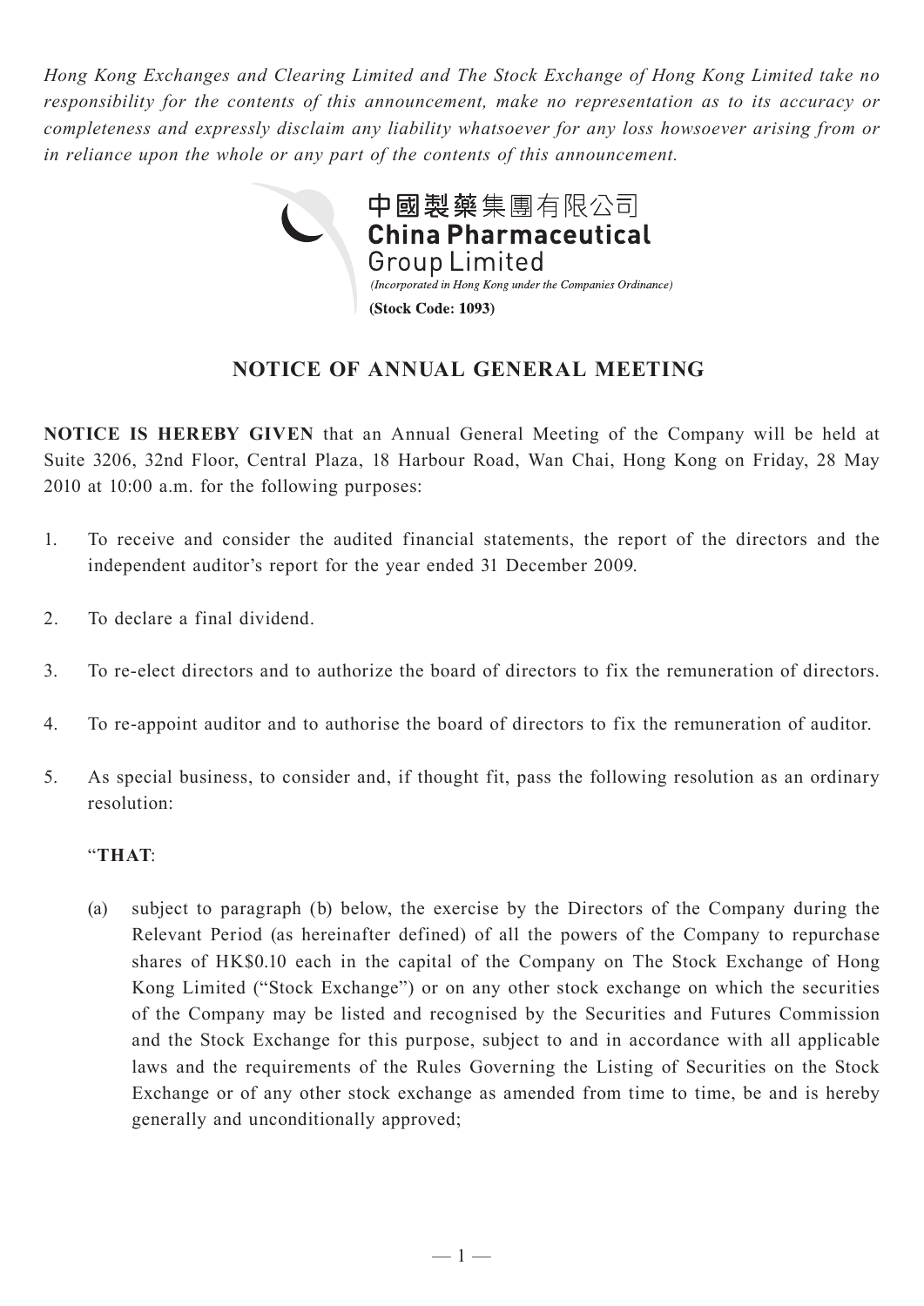*Hong Kong Exchanges and Clearing Limited and The Stock Exchange of Hong Kong Limited take no responsibility for the contents of this announcement, make no representation as to its accuracy or completeness and expressly disclaim any liability whatsoever for any loss howsoever arising from or in reliance upon the whole or any part of the contents of this announcement.*

**中國製藥集團有限公司**
**China Pharmaceutical Group Limited**
*(Incorporated in Hong Kong under the Companies Ordinance)*
**(Stock Code: 1093)**

# NOTICE OF ANNUAL GENERAL MEETING

**NOTICE IS HEREBY GIVEN** that an Annual General Meeting of the Company will be held at Suite 3206, 32nd Floor, Central Plaza, 18 Harbour Road, Wan Chai, Hong Kong on Friday, 28 May 2010 at 10:00 a.m. for the following purposes:

1. To receive and consider the audited financial statements, the report of the directors and the independent auditor's report for the year ended 31 December 2009.

2. To declare a final dividend.

3. To re-elect directors and to authorize the board of directors to fix the remuneration of directors.

4. To re-appoint auditor and to authorise the board of directors to fix the remuneration of auditor.

5. As special business, to consider and, if thought fit, pass the following resolution as an ordinary resolution:

   "**THAT**:

   (a) subject to paragraph (b) below, the exercise by the Directors of the Company during the Relevant Period (as hereinafter defined) of all the powers of the Company to repurchase shares of HK$0.10 each in the capital of the Company on The Stock Exchange of Hong Kong Limited ("Stock Exchange") or on any other stock exchange on which the securities of the Company may be listed and recognised by the Securities and Futures Commission and the Stock Exchange for this purpose, subject to and in accordance with all applicable laws and the requirements of the Rules Governing the Listing of Securities on the Stock Exchange or of any other stock exchange as amended from time to time, be and is hereby generally and unconditionally approved;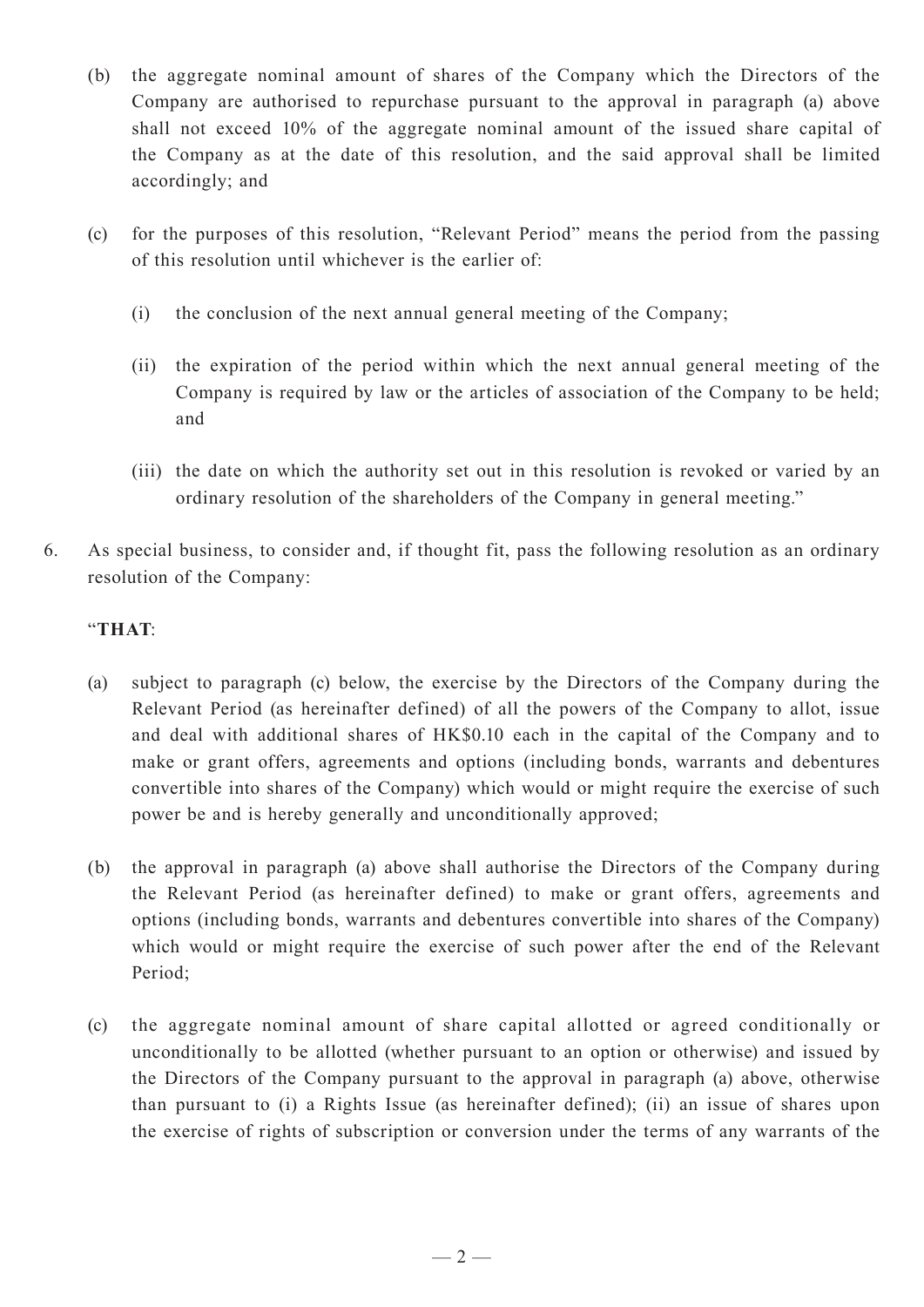(b) the aggregate nominal amount of shares of the Company which the Directors of the Company are authorised to repurchase pursuant to the approval in paragraph (a) above shall not exceed 10% of the aggregate nominal amount of the issued share capital of the Company as at the date of this resolution, and the said approval shall be limited accordingly; and

(c) for the purposes of this resolution, "Relevant Period" means the period from the passing of this resolution until whichever is the earlier of:

(i) the conclusion of the next annual general meeting of the Company;

(ii) the expiration of the period within which the next annual general meeting of the Company is required by law or the articles of association of the Company to be held; and

(iii) the date on which the authority set out in this resolution is revoked or varied by an ordinary resolution of the shareholders of the Company in general meeting."

6. As special business, to consider and, if thought fit, pass the following resolution as an ordinary resolution of the Company:

"**THAT**:

(a) subject to paragraph (c) below, the exercise by the Directors of the Company during the Relevant Period (as hereinafter defined) of all the powers of the Company to allot, issue and deal with additional shares of HK$0.10 each in the capital of the Company and to make or grant offers, agreements and options (including bonds, warrants and debentures convertible into shares of the Company) which would or might require the exercise of such power be and is hereby generally and unconditionally approved;

(b) the approval in paragraph (a) above shall authorise the Directors of the Company during the Relevant Period (as hereinafter defined) to make or grant offers, agreements and options (including bonds, warrants and debentures convertible into shares of the Company) which would or might require the exercise of such power after the end of the Relevant Period;

(c) the aggregate nominal amount of share capital allotted or agreed conditionally or unconditionally to be allotted (whether pursuant to an option or otherwise) and issued by the Directors of the Company pursuant to the approval in paragraph (a) above, otherwise than pursuant to (i) a Rights Issue (as hereinafter defined); (ii) an issue of shares upon the exercise of rights of subscription or conversion under the terms of any warrants of the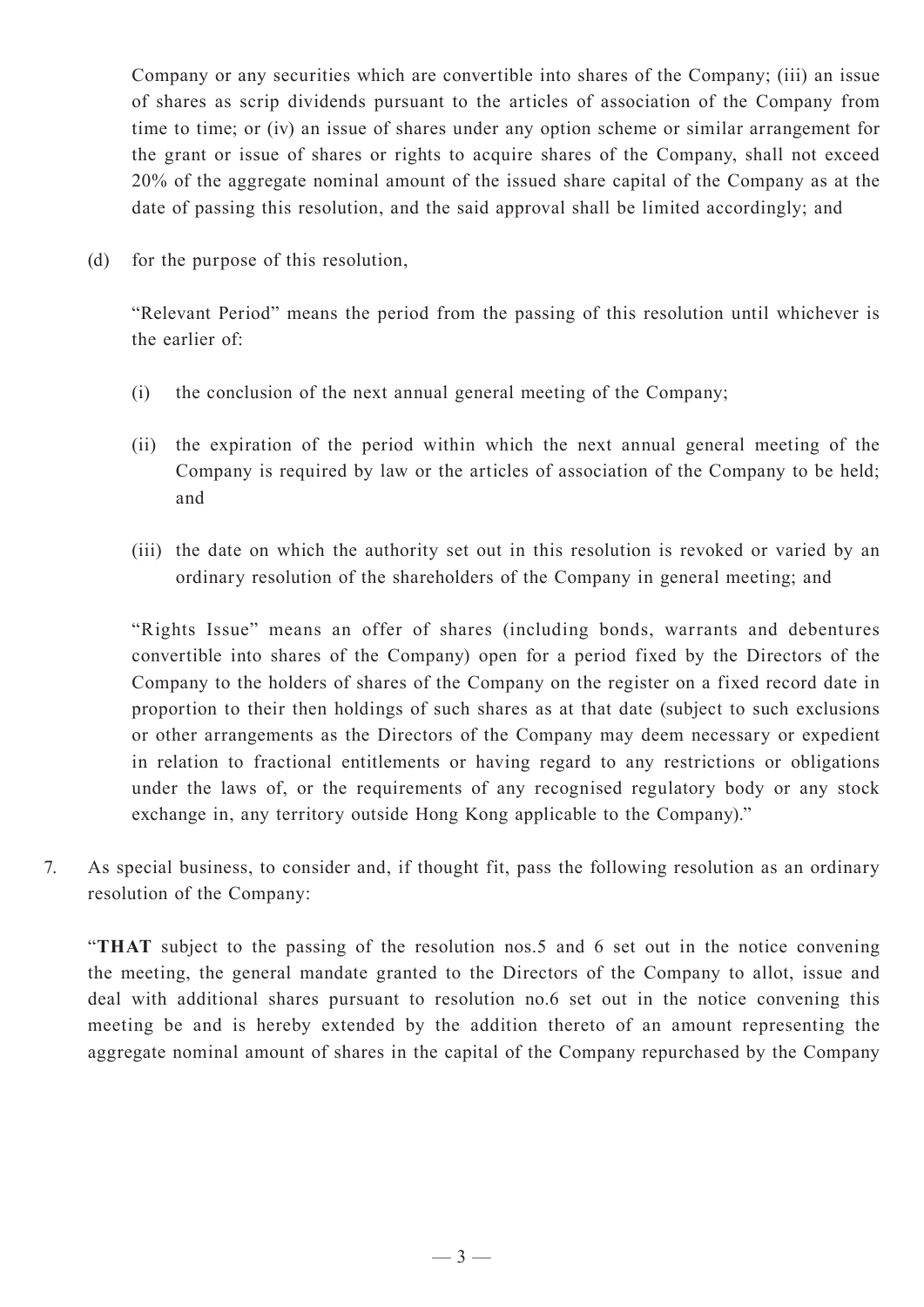Company or any securities which are convertible into shares of the Company; (iii) an issue of shares as scrip dividends pursuant to the articles of association of the Company from time to time; or (iv) an issue of shares under any option scheme or similar arrangement for the grant or issue of shares or rights to acquire shares of the Company, shall not exceed 20% of the aggregate nominal amount of the issued share capital of the Company as at the date of passing this resolution, and the said approval shall be limited accordingly; and

(d) for the purpose of this resolution,

"Relevant Period" means the period from the passing of this resolution until whichever is the earlier of:

(i) the conclusion of the next annual general meeting of the Company;

(ii) the expiration of the period within which the next annual general meeting of the Company is required by law or the articles of association of the Company to be held; and

(iii) the date on which the authority set out in this resolution is revoked or varied by an ordinary resolution of the shareholders of the Company in general meeting; and

"Rights Issue" means an offer of shares (including bonds, warrants and debentures convertible into shares of the Company) open for a period fixed by the Directors of the Company to the holders of shares of the Company on the register on a fixed record date in proportion to their then holdings of such shares as at that date (subject to such exclusions or other arrangements as the Directors of the Company may deem necessary or expedient in relation to fractional entitlements or having regard to any restrictions or obligations under the laws of, or the requirements of any recognised regulatory body or any stock exchange in, any territory outside Hong Kong applicable to the Company)."

7. As special business, to consider and, if thought fit, pass the following resolution as an ordinary resolution of the Company:

"**THAT** subject to the passing of the resolution nos.5 and 6 set out in the notice convening the meeting, the general mandate granted to the Directors of the Company to allot, issue and deal with additional shares pursuant to resolution no.6 set out in the notice convening this meeting be and is hereby extended by the addition thereto of an amount representing the aggregate nominal amount of shares in the capital of the Company repurchased by the Company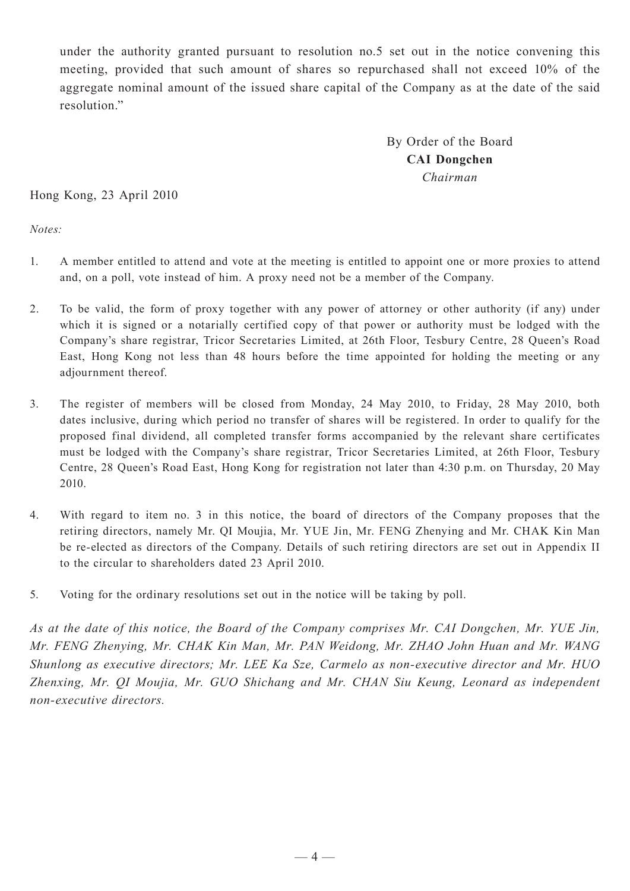under the authority granted pursuant to resolution no.5 set out in the notice convening this meeting, provided that such amount of shares so repurchased shall not exceed 10% of the aggregate nominal amount of the issued share capital of the Company as at the date of the said resolution."

By Order of the Board
**CAI Dongchen**
*Chairman*

Hong Kong, 23 April 2010

*Notes:*

1. A member entitled to attend and vote at the meeting is entitled to appoint one or more proxies to attend and, on a poll, vote instead of him. A proxy need not be a member of the Company.

2. To be valid, the form of proxy together with any power of attorney or other authority (if any) under which it is signed or a notarially certified copy of that power or authority must be lodged with the Company's share registrar, Tricor Secretaries Limited, at 26th Floor, Tesbury Centre, 28 Queen's Road East, Hong Kong not less than 48 hours before the time appointed for holding the meeting or any adjournment thereof.

3. The register of members will be closed from Monday, 24 May 2010, to Friday, 28 May 2010, both dates inclusive, during which period no transfer of shares will be registered. In order to qualify for the proposed final dividend, all completed transfer forms accompanied by the relevant share certificates must be lodged with the Company's share registrar, Tricor Secretaries Limited, at 26th Floor, Tesbury Centre, 28 Queen's Road East, Hong Kong for registration not later than 4:30 p.m. on Thursday, 20 May 2010.

4. With regard to item no. 3 in this notice, the board of directors of the Company proposes that the retiring directors, namely Mr. QI Moujia, Mr. YUE Jin, Mr. FENG Zhenying and Mr. CHAK Kin Man be re-elected as directors of the Company. Details of such retiring directors are set out in Appendix II to the circular to shareholders dated 23 April 2010.

5. Voting for the ordinary resolutions set out in the notice will be taking by poll.

*As at the date of this notice, the Board of the Company comprises Mr. CAI Dongchen, Mr. YUE Jin, Mr. FENG Zhenying, Mr. CHAK Kin Man, Mr. PAN Weidong, Mr. ZHAO John Huan and Mr. WANG Shunlong as executive directors; Mr. LEE Ka Sze, Carmelo as non-executive director and Mr. HUO Zhenxing, Mr. QI Moujia, Mr. GUO Shichang and Mr. CHAN Siu Keung, Leonard as independent non-executive directors.*